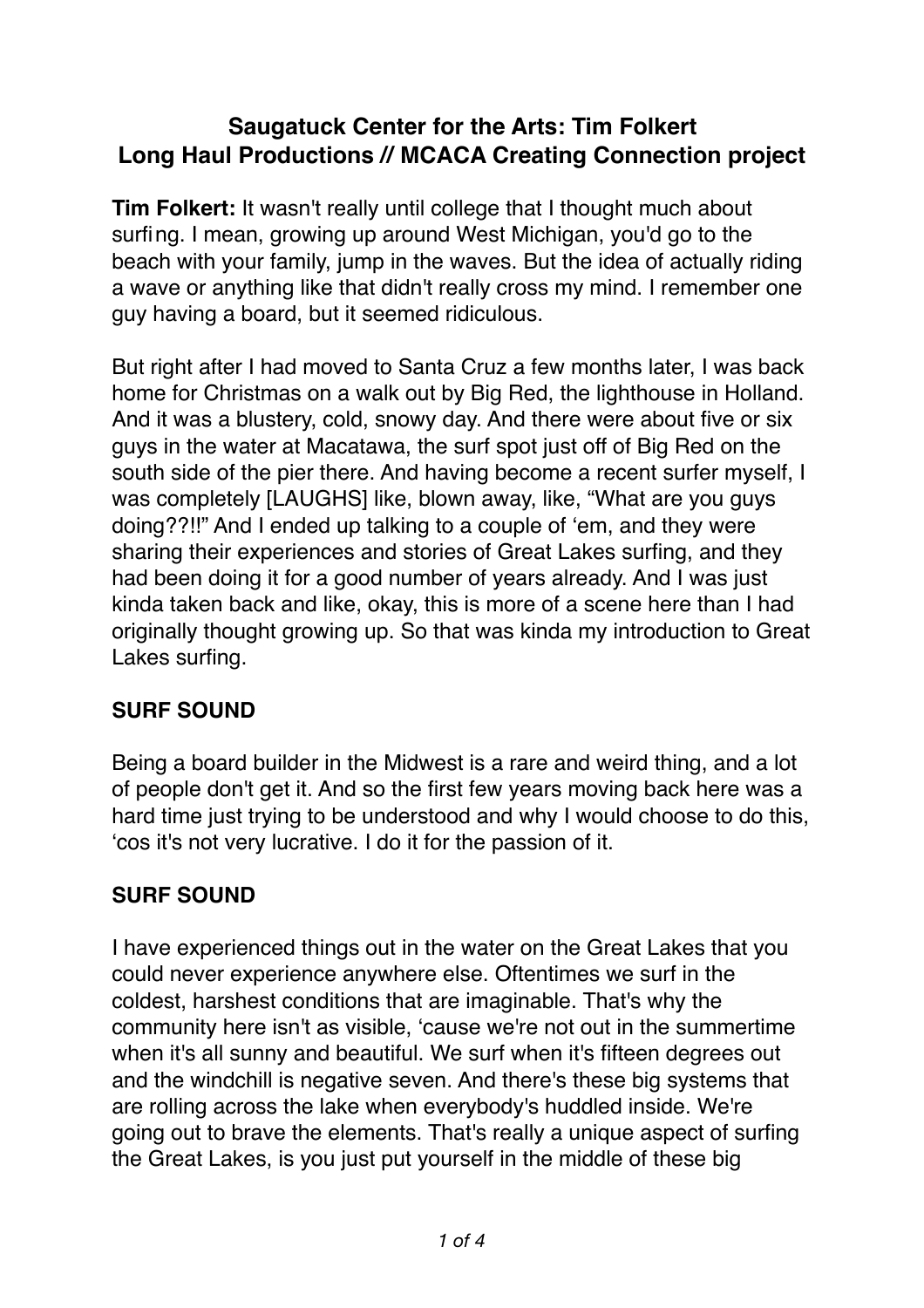**Saugatuck Center for the Arts: Tim Folkert**
**Long Haul Productions // MCACA Creating Connection project**

**Tim Folkert:** It wasn't really until college that I thought much about surfing. I mean, growing up around West Michigan, you'd go to the beach with your family, jump in the waves. But the idea of actually riding a wave or anything like that didn't really cross my mind. I remember one guy having a board, but it seemed ridiculous.

But right after I had moved to Santa Cruz a few months later, I was back home for Christmas on a walk out by Big Red, the lighthouse in Holland. And it was a blustery, cold, snowy day. And there were about five or six guys in the water at Macatawa, the surf spot just off of Big Red on the south side of the pier there. And having become a recent surfer myself, I was completely [LAUGHS] like, blown away, like, "What are you guys doing??!!" And I ended up talking to a couple of 'em, and they were sharing their experiences and stories of Great Lakes surfing, and they had been doing it for a good number of years already. And I was just kinda taken back and like, okay, this is more of a scene here than I had originally thought growing up. So that was kinda my introduction to Great Lakes surfing.

**SURF SOUND**

Being a board builder in the Midwest is a rare and weird thing, and a lot of people don't get it. And so the first few years moving back here was a hard time just trying to be understood and why I would choose to do this, 'cos it's not very lucrative. I do it for the passion of it.

**SURF SOUND**

I have experienced things out in the water on the Great Lakes that you could never experience anywhere else. Oftentimes we surf in the coldest, harshest conditions that are imaginable. That's why the community here isn't as visible, 'cause we're not out in the summertime when it's all sunny and beautiful. We surf when it's fifteen degrees out and the windchill is negative seven. And there's these big systems that are rolling across the lake when everybody's huddled inside. We're going out to brave the elements. That's really a unique aspect of surfing the Great Lakes, is you just put yourself in the middle of these big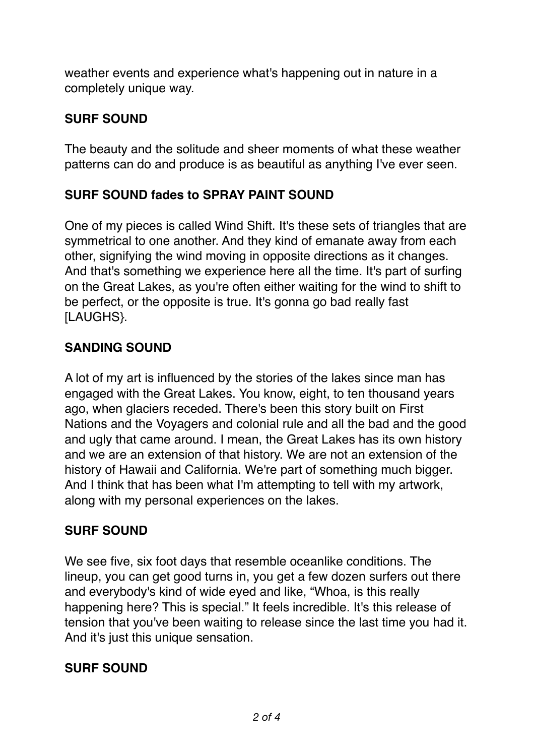weather events and experience what's happening out in nature in a completely unique way.

**SURF SOUND**

The beauty and the solitude and sheer moments of what these weather patterns can do and produce is as beautiful as anything I've ever seen.

**SURF SOUND fades to SPRAY PAINT SOUND**

One of my pieces is called Wind Shift. It's these sets of triangles that are symmetrical to one another. And they kind of emanate away from each other, signifying the wind moving in opposite directions as it changes. And that's something we experience here all the time. It's part of surfing on the Great Lakes, as you're often either waiting for the wind to shift to be perfect, or the opposite is true. It's gonna go bad really fast [LAUGHS}.

**SANDING SOUND**

A lot of my art is influenced by the stories of the lakes since man has engaged with the Great Lakes. You know, eight, to ten thousand years ago, when glaciers receded. There's been this story built on First Nations and the Voyagers and colonial rule and all the bad and the good and ugly that came around. I mean, the Great Lakes has its own history and we are an extension of that history. We are not an extension of the history of Hawaii and California. We're part of something much bigger. And I think that has been what I'm attempting to tell with my artwork, along with my personal experiences on the lakes.

**SURF SOUND**

We see five, six foot days that resemble oceanlike conditions. The lineup, you can get good turns in, you get a few dozen surfers out there and everybody's kind of wide eyed and like, “Whoa, is this really happening here? This is special.” It feels incredible. It's this release of tension that you've been waiting to release since the last time you had it. And it's just this unique sensation.

**SURF SOUND**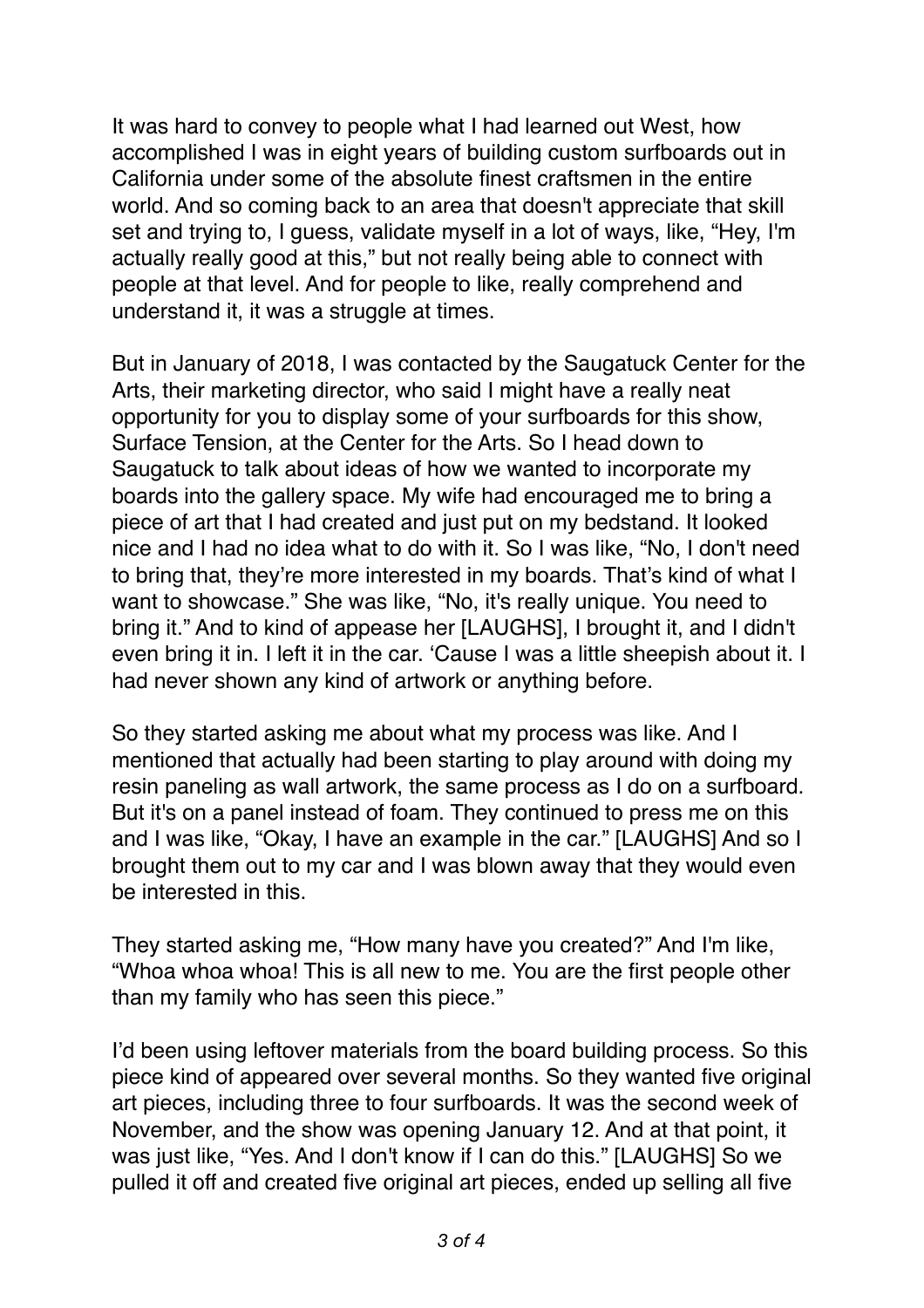It was hard to convey to people what I had learned out West, how accomplished I was in eight years of building custom surfboards out in California under some of the absolute finest craftsmen in the entire world. And so coming back to an area that doesn't appreciate that skill set and trying to, I guess, validate myself in a lot of ways, like, "Hey, I'm actually really good at this," but not really being able to connect with people at that level. And for people to like, really comprehend and understand it, it was a struggle at times.

But in January of 2018, I was contacted by the Saugatuck Center for the Arts, their marketing director, who said I might have a really neat opportunity for you to display some of your surfboards for this show, Surface Tension, at the Center for the Arts. So I head down to Saugatuck to talk about ideas of how we wanted to incorporate my boards into the gallery space. My wife had encouraged me to bring a piece of art that I had created and just put on my bedstand. It looked nice and I had no idea what to do with it. So I was like, "No, I don't need to bring that, they're more interested in my boards. That's kind of what I want to showcase." She was like, "No, it's really unique. You need to bring it." And to kind of appease her [LAUGHS], I brought it, and I didn't even bring it in. I left it in the car. 'Cause I was a little sheepish about it. I had never shown any kind of artwork or anything before.

So they started asking me about what my process was like. And I mentioned that actually had been starting to play around with doing my resin paneling as wall artwork, the same process as I do on a surfboard. But it's on a panel instead of foam. They continued to press me on this and I was like, "Okay, I have an example in the car." [LAUGHS] And so I brought them out to my car and I was blown away that they would even be interested in this.

They started asking me, "How many have you created?" And I'm like, "Whoa whoa whoa! This is all new to me. You are the first people other than my family who has seen this piece."

I'd been using leftover materials from the board building process. So this piece kind of appeared over several months. So they wanted five original art pieces, including three to four surfboards. It was the second week of November, and the show was opening January 12. And at that point, it was just like, "Yes. And I don't know if I can do this." [LAUGHS] So we pulled it off and created five original art pieces, ended up selling all five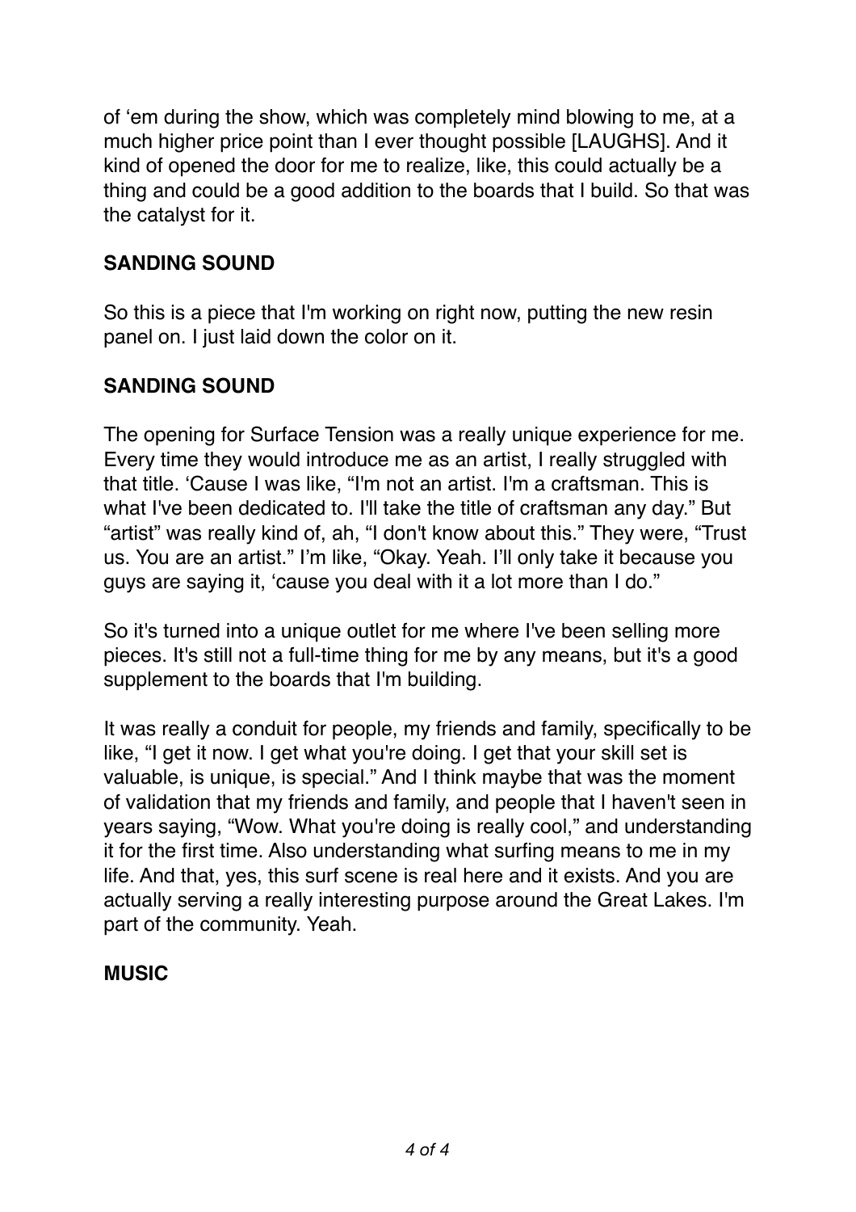of 'em during the show, which was completely mind blowing to me, at a much higher price point than I ever thought possible [LAUGHS]. And it kind of opened the door for me to realize, like, this could actually be a thing and could be a good addition to the boards that I build. So that was the catalyst for it.

**SANDING SOUND**

So this is a piece that I'm working on right now, putting the new resin panel on. I just laid down the color on it.

**SANDING SOUND**

The opening for Surface Tension was a really unique experience for me. Every time they would introduce me as an artist, I really struggled with that title. 'Cause I was like, "I'm not an artist. I'm a craftsman. This is what I've been dedicated to. I'll take the title of craftsman any day." But "artist" was really kind of, ah, "I don't know about this." They were, "Trust us. You are an artist." I'm like, "Okay. Yeah. I'll only take it because you guys are saying it, 'cause you deal with it a lot more than I do."

So it's turned into a unique outlet for me where I've been selling more pieces. It's still not a full-time thing for me by any means, but it's a good supplement to the boards that I'm building.

It was really a conduit for people, my friends and family, specifically to be like, "I get it now. I get what you're doing. I get that your skill set is valuable, is unique, is special." And I think maybe that was the moment of validation that my friends and family, and people that I haven't seen in years saying, "Wow. What you're doing is really cool," and understanding it for the first time. Also understanding what surfing means to me in my life. And that, yes, this surf scene is real here and it exists. And you are actually serving a really interesting purpose around the Great Lakes. I'm part of the community. Yeah.

**MUSIC**